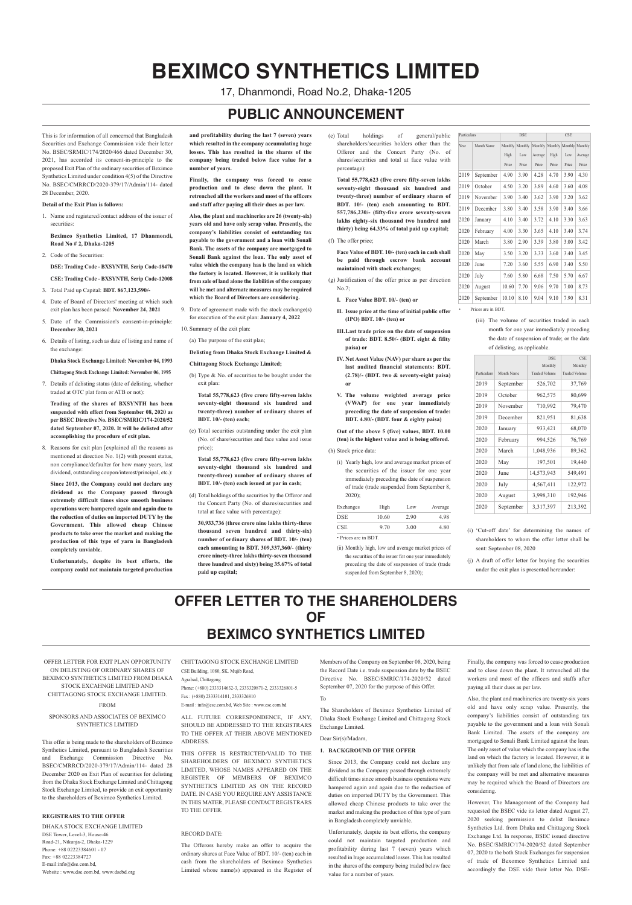# BEXIMCO SYNTHETICS LIMITED

17, Dhanmondi, Road No.2, Dhaka-1205

## PUBLIC ANNOUNCEMENT

This is for information of all concerned that Bangladesh Securities and Exchange Commission vide their letter No. BSEC/SRMIC/174/2020/466 dated December 30, 2021, has accorded its consent-in-principle to the proposed Exit Plan of the ordinary securities of Beximco Synthetics Limited under condition 4(5) of the Directive No. BSEC/CMRRCD/2020-379/17/Admin/114- dated 28 December, 2020.

**Detail of the Exit Plan is follows:**

1. Name and registered/contact address of the issuer of securities:

   **Beximco Synthetics Limited, 17 Dhanmondi, Road No # 2, Dhaka-1205**

2. Code of the Securities:

   **DSE: Trading Code - BXSYNTH, Scrip Code-18470**

   **CSE: Trading Code - BXSYNTH, Scrip Code-12008**

3. Total Paid up Capital: **BDT. 867,123,590/-**

4. Date of Board of Directors' meeting at which such exit plan has been passed: **November 24, 2021**

5. Date of the Commission's consent-in-principle: **December 30, 2021**

6. Details of listing, such as date of listing and name of the exchange:

   **Dhaka Stock Exchange Limited: November 04, 1993**

   **Chittagong Stock Exchange Limited: November 06, 1995**

7. Details of delisting status (date of delisting, whether traded at OTC plat form or ATB or not):

   **Trading of the shares of BXSYNTH has been suspended with effect from September 08, 2020 as per BSEC Directive No. BSEC/SMRIC/174-2020/52 dated September 07, 2020. It will be delisted after accomplishing the procedure of exit plan.**

8. Reasons for exit plan [explained all the reasons as mentioned at direction No. 1(2) with present status, non compliance/defaulter for how many years, last dividend, outstanding coupon/interest/principal, etc.):

   **Since 2013, the Company could not declare any dividend as the Company passed through extremely difficult times since smooth business operations were hampered again and again due to the reduction of duties on imported DUTY by the Government. This allowed cheap Chinese products to take over the market and making the production of this type of yarn in Bangladesh completely unviable.**

   **Unfortunately, despite its best efforts, the company could not maintain targeted production and profitability during the last 7 (seven) years which resulted in the company accumulating huge losses. This has resulted in the shares of the company being traded below face value for a number of years.**

   **Finally, the company was forced to cease production and to close down the plant. It retrenched all the workers and most of the officers and staff after paying all their dues as per law.**

   **Also, the plant and machineries are 26 (twenty-six) years old and have only scrap value. Presently, the company's liabilities consist of outstanding tax payable to the government and a loan with Sonali Bank. The assets of the company are mortgaged to Sonali Bank against the loan. The only asset of value which the company has is the land on which the factory is located. However, it is unlikely that from sale of land alone the liabilities of the company will be met and alternate measures may be required which the Board of Directors are considering.**

9. Date of agreement made with the stock exchange(s) for execution of the exit plan: **January 4, 2022**

10. Summary of the exit plan:

    (a) The purpose of the exit plan;

    **Delisting from Dhaka Stock Exchange Limited &**

    **Chittagong Stock Exchange Limited;**

    (b) Type & No. of securities to be bought under the exit plan:

    **Total 55,778,623 (five crore fifty-seven lakhs seventy-eight thousand six hundred and twenty-three) number of ordinary shares of BDT. 10/- (ten) each;**

    (c) Total securities outstanding under the exit plan (No. of share/securities and face value and issue price);

    **Total 55,778,623 (five crore fifty-seven lakhs seventy-eight thousand six hundred and twenty-three) number of ordinary shares of BDT. 10/- (ten) each issued at par in cash;**

    (d) Total holdings of the securities by the Offeror and the Concert Party (No. of shares/securities and total at face value with percentage):

    **30,933,736 (three crore nine lakhs thirty-three thousand seven hundred and thirty-six) number of ordinary shares of BDT. 10/- (ten) each amounting to BDT. 309,337,360/- (thirty crore ninety-three lakhs thirty-seven thousand three hundred and sixty) being 35.67% of total paid up capital;**

    (e) Total holdings of general/public shareholders/securities holders other than the Offeror and the Concert Party (No. of shares/securities and total at face value with percentage):

    **Total 55,778,623 (five crore fifty-seven lakhs seventy-eight thousand and twenty-three) number of ordinary shares of BDT. 10/- (ten) each amounting to BDT. 557,786,230/- (fifty-five crore seventy-seven lakhs eighty-six thousand two hundred and thirty) being 64.33% of total paid up capital;**

    (f) The offer price;

    **Face Value of BDT. 10/- (ten) each in cash shall be paid through escrow bank account maintained with stock exchanges;**

    (g) Justification of the offer price as per direction No.7;

    **I. Face Value BDT. 10/- (ten) or**

    **II. Issue price at the time of initial public offer (IPO) BDT. 10/- (ten) or**

    **III. Last trade price on the date of suspension of trade: BDT. 8.50/- (BDT. eight & fifity paisa) or**

    **IV. Net Asset Value (NAV) per share as per the last audited financial statements: BDT. (2.78)/- (BDT. two & seventy-eight paisa) or**

    **V. The volume weighted average price (VWAP) for one year immediately preceding the date of suspension of trade: BDT. 4.80/- (BDT. four & eighty paisa)**

    **Out of the above 5 (five) values, BDT. 10.00 (ten) is the highest value and is being offered.**

    (h) Stock price data:

    (i) Yearly high, low and average market prices of the securities of the issuer for one year immediately preceding the date of suspension of trade (trade suspended from September 8, 2020);

| Exchanges | High | Low | Average |
|---|---|---|---|
| DSE | 10.60 | 2.90 | 4.98 |
| CSE | 9.70 | 3.00 | 4.80 |

• Prices are in BDT.

    (ii) Monthly high, low and average market prices of the securities of the issuer for one year immediately preceding the date of suspension of trade (trade suspended from September 8, 2020);

| Particulars | | DSE | | | CSE | | |
|---|---|---|---|---|---|---|---|
| Year | Month Name | Monthly High Price | Monthly Low Price | Monthly Average Price | Monthly High Price | Monthly Low Price | Monthly Average Price |
| 2019 | September | 4.90 | 3.90 | 4.28 | 4.70 | 3.90 | 4.30 |
| 2019 | October | 4.50 | 3.20 | 3.89 | 4.60 | 3.60 | 4.08 |
| 2019 | November | 3.90 | 3.40 | 3.62 | 3.90 | 3.20 | 3.62 |
| 2019 | December | 3.80 | 3.40 | 3.58 | 3.90 | 3.40 | 3.66 |
| 2020 | January | 4.10 | 3.40 | 3.72 | 4.10 | 3.30 | 3.63 |
| 2020 | February | 4.00 | 3.30 | 3.65 | 4.10 | 3.40 | 3.74 |
| 2020 | March | 3.80 | 2.90 | 3.39 | 3.80 | 3.00 | 3.42 |
| 2020 | May | 3.50 | 3.20 | 3.33 | 3.60 | 3.40 | 3.45 |
| 2020 | June | 7.20 | 3.60 | 5.55 | 6.90 | 3.40 | 5.50 |
| 2020 | July | 7.60 | 5.80 | 6.68 | 7.50 | 5.70 | 6.67 |
| 2020 | August | 10.60 | 7.70 | 9.06 | 9.70 | 7.00 | 8.73 |
| 2020 | September | 10.10 | 8.10 | 9.04 | 9.10 | 7.90 | 8.31 |

• Prices are in BDT.

    (iii) The volume of securities traded in each month for one year immediately preceding the date of suspension of trade; or the date of delisting, as applicable.

| Particulars | Month Name | DSE Monthly Traded Volume | CSE Monthly Traded Volume |
|---|---|---|---|
| 2019 | September | 526,702 | 37,769 |
| 2019 | October | 962,575 | 80,699 |
| 2019 | November | 710,992 | 79,470 |
| 2019 | December | 821,951 | 81,638 |
| 2020 | January | 933,421 | 68,070 |
| 2020 | February | 994,526 | 76,769 |
| 2020 | March | 1,048,936 | 89,362 |
| 2020 | May | 197,501 | 19,440 |
| 2020 | June | 14,573,943 | 549,491 |
| 2020 | July | 4,567,411 | 122,972 |
| 2020 | August | 3,998,310 | 192,946 |
| 2020 | September | 3,317,397 | 213,392 |

    (i) 'Cut-off date' for determining the names of shareholders to whom the offer letter shall be sent: September 08, 2020

    (j) A draft of offer letter for buying the securities under the exit plan is presented hereunder:

## OFFER LETTER TO THE SHAREHOLDERS OF BEXIMCO SYNTHETICS LIMITED

OFFER LETTER FOR EXIT PLAN OPPORTUNITY ON DELISTING OF ORDINARY SHARES OF BEXIMCO SYNTHETICS LIMITED FROM DHAKA STOCK EXCAHNGE LIMITED AND CHITTAGONG STOCK EXCHANGE LIMITED.

FROM

SPONSORS AND ASSOCIATES OF BEXIMCO SYNTHETICS LIMTIED

This offer is being made to the shareholders of Beximco Synthetics Limited, pursuant to Bangladesh Securities and Exchange Commission Directive No. BSEC/CMRRCD/2020-379/17/Admin/114- dated 28 December 2020 on Exit Plan of securities for delisting from the Dhaka Stock Exchange Limited and Chittagong Stock Exchange Limited, to provide an exit opportunity to the shareholders of Beximco Synthetics Limited.

**REGISTRARS TO THE OFFER**

DHAKA STOCK EXCHANGE LIMITED
DSE Tower, Level-3, House-46
Road-21, Nikunja-2, Dhaka-1229
Phone: +88 02223384601 - 07
Fax: +88 02223384727
E-mail:info@dse.com.bd,
Website : www.dse.com.bd, www.dsebd.org

CHITTAGONG STOCK EXCHANGE LIMITED
CSE Building, 1080, SK. Mujib Road,
Agrabad, Chittagong
Phone: (+880) 2333314632-3, 2333320871-2, 2333326801-5
Fax : (+880) 2333314101, 2333326810
E-mail : info@cse.com.bd, Web Site : www.cse.com.bd

ALL FUTURE CORRESPONDENCE, IF ANY, SHOULD BE ADDRESSED TO THE REGISTRARS TO THE OFFER AT THEIR ABOVE MENTIONED ADDRESS.

THIS OFFER IS RESTRICTED/VALID TO THE SHAREHOLDERS OF BEXIMCO SYNTHETICS LIMITED, WHOSE NAMES APPEARED ON THE REGISTER OF MEMBERS OF BEXIMCO SYNTHETICS LIMITED AS ON THE RECORD DATE. IN CASE YOU REQUIRE ANY ASSISTANCE IN THIS MATER, PLEASE CONTACT REGISTRARS TO THE OFFER.

RECORD DATE:

The Offerors hereby make an offer to acquire the ordinary shares at Face Value of BDT. 10/- (ten) each in cash from the shareholders of Beximco Synthetics Limited whose name(s) appeared in the Register of Members of the Company on September 08, 2020, being the Record Date i.e. trade suspension date by the BSEC Directive No. BSEC/SMRIC/174-2020/52 dated September 07, 2020 for the purpose of this Offer.

To

The Shareholders of Beximco Synthetics Limited of Dhaka Stock Exchange Limited and Chittagong Stock Exchange Limited.

Dear Sir(s)/Madam,

**1. BACKGROUND OF THE OFFER**

Since 2013, the Company could not declare any dividend as the Company passed through extremely difficult times since smooth business operations were hampered again and again due to the reduction of duties on imported DUTY by the Government. This allowed cheap Chinese products to take over the market and making the production of this type of yarn in Bangladesh completely unviable.

Unfortunately, despite its best efforts, the company could not maintain targeted production and profitability during last 7 (seven) years which resulted in huge accumulated losses. This has resulted in the shares of the company being traded below face value for a number of years.

Finally, the company was forced to cease production and to close down the plant. It retrenched all the workers and most of the officers and staffs after paying all their dues as per law.

Also, the plant and machineries are twenty-six years old and have only scrap value. Presently, the company's liabilities consist of outstanding tax payable to the government and a loan with Sonali Bank Limited. The assets of the company are mortgaged to Sonali Bank Limited against the loan. The only asset of value which the company has is the land on which the factory is located. However, it is unlikely that from sale of land alone, the liabilities of the company will be met and alternative measures may be required which the Board of Directors are considering.

However, The Management of the Company had requested the BSEC vide its letter dated August 27, 2020 seeking permission to delist Beximco Synthetics Ltd. from Dhaka and Chittagong Stock Exchange Ltd. In response, BSEC issued directive No. BSEC/SMRIC/174-2020/52 dated September 07, 2020 to the both Stock Exchanges for suspension of trade of Beximco Synthetics Limited and accordingly the DSE vide their letter No. DSE-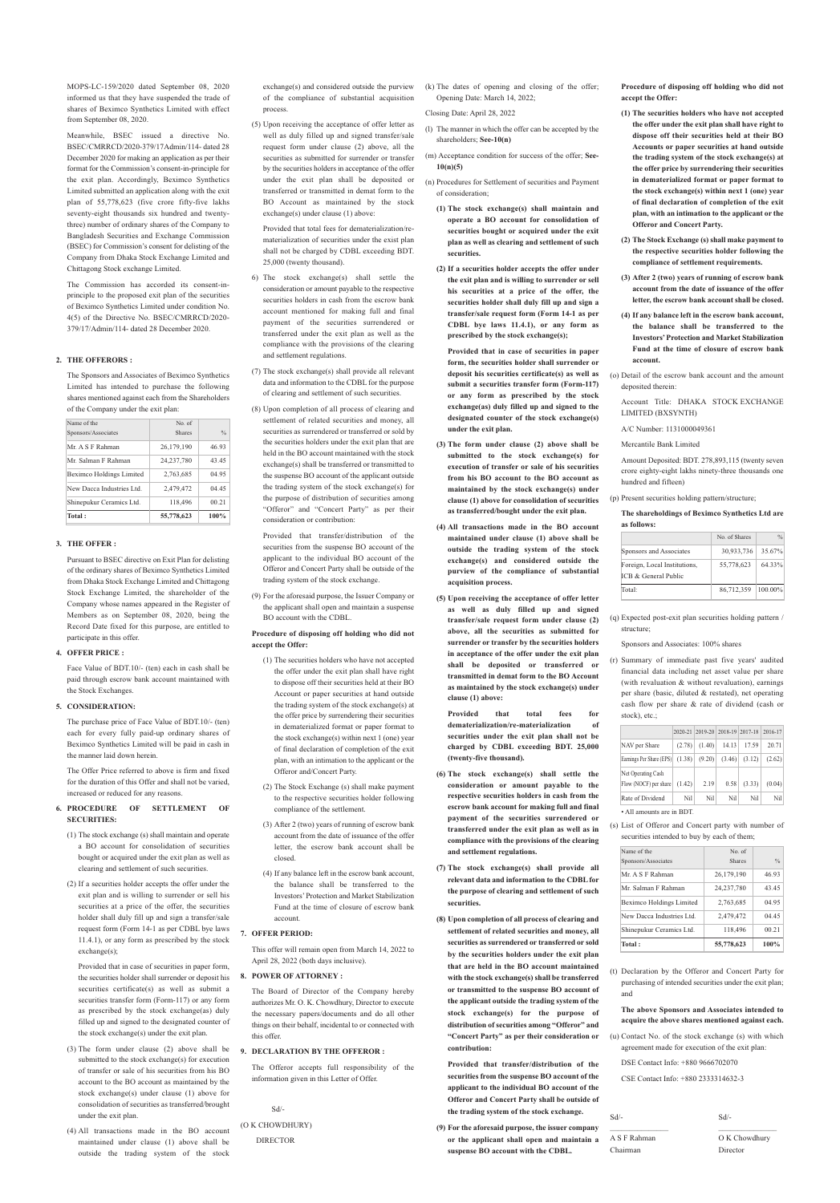MOPS-LC-159/2020 dated September 08, 2020 informed us that they have suspended the trade of shares of Beximco Synthetics Limited with effect from September 08, 2020.

Meanwhile, BSEC issued a directive No. BSEC/CMRRCD/2020-379/17Admin/114- dated 28 December 2020 for making an application as per their format for the Commission's consent-in-principle for the exit plan. Accordingly, Beximco Synthetics Limited submitted an application along with the exit plan of 55,778,623 (five crore fifty-five lakhs seventy-eight thousands six hundred and twenty-three) number of ordinary shares of the Company to Bangladesh Securities and Exchange Commission (BSEC) for Commission's consent for delisting of the Company from Dhaka Stock Exchange Limited and Chittagong Stock exchange Limited.

The Commission has accorded its consent-in-principle to the proposed exit plan of the securities of Beximco Synthetics Limited under condition No. 4(5) of the Directive No. BSEC/CMRRCD/2020-379/17/Admin/114- dated 28 December 2020.

## 2. THE OFFERORS :

The Sponsors and Associates of Beximco Synthetics Limited has intended to purchase the following shares mentioned against each from the Shareholders of the Company under the exit plan:

| Name of the Sponsors/Associates | No. of Shares | % |
|---|---|---|
| Mr. A S F Rahman | 26,179,190 | 46.93 |
| Mr. Salman F Rahman | 24,237,780 | 43.45 |
| Beximco Holdings Limited | 2,763,685 | 04.95 |
| New Dacca Industries Ltd. | 2,479,472 | 04.45 |
| Shinepukur Ceramics Ltd. | 118,496 | 00.21 |
| **Total :** | **55,778,623** | **100%** |

## 3. THE OFFER :

Pursuant to BSEC directive on Exit Plan for delisting of the ordinary shares of Beximco Synthetics Limited from Dhaka Stock Exchange Limited and Chittagong Stock Exchange Limited, the shareholder of the Company whose names appeared in the Register of Members as on September 08, 2020, being the Record Date fixed for this purpose, are entitled to participate in this offer.

## 4. OFFER PRICE :

Face Value of BDT.10/- (ten) each in cash shall be paid through escrow bank account maintained with the Stock Exchanges.

## 5. CONSIDERATION:

The purchase price of Face Value of BDT.10/- (ten) each for every fully paid-up ordinary shares of Beximco Synthetics Limited will be paid in cash in the manner laid down herein.

The Offer Price referred to above is firm and fixed for the duration of this Offer and shall not be varied, increased or reduced for any reasons.

## 6. PROCEDURE OF SETTLEMENT OF SECURITIES:

(1) The stock exchange (s) shall maintain and operate a BO account for consolidation of securities bought or acquired under the exit plan as well as clearing and settlement of such securities.

(2) If a securities holder accepts the offer under the exit plan and is willing to surrender or sell his securities at a price of the offer, the securities holder shall duly fill up and sign a transfer/sale request form (Form 14-1 as per CDBL bye laws 11.4.1), or any form as prescribed by the stock exchange(s);

Provided that in case of securities in paper form, the securities holder shall surrender or deposit his securities certificate(s) as well as submit a securities transfer form (Form-117) or any form as prescribed by the stock exchange(as) duly filled up and signed to the designated counter of the stock exchange(s) under the exit plan.

(3) The form under clause (2) above shall be submitted to the stock exchange(s) for execution of transfer or sale of his securities from his BO account to the BO account as maintained by the stock exchange(s) under clause (1) above for consolidation of securities as transferred/brought under the exit plan.

(4) All transactions made in the BO account maintained under clause (1) above shall be outside the trading system of the stock exchange(s) and considered outside the purview of the compliance of substantial acquisition process.

(5) Upon receiving the acceptance of offer letter as well as duly filled up and signed transfer/sale request form under clause (2) above, all the securities as submitted for surrender or transfer by the securities holders in acceptance of the offer under the exit plan shall be deposited or transferred or transmitted in demat form to the BO Account as maintained by the stock exchange(s) under clause (1) above:

Provided that total fees for dematerialization/re-materialization of securities under the exist plan shall not be charged by CDBL exceeding BDT. 25,000 (twenty thousand).

6) The stock exchange(s) shall settle the consideration or amount payable to the respective securities holders in cash from the escrow bank account mentioned for making full and final payment of the securities surrendered or transferred under the exit plan as well as the compliance with the provisions of the clearing and settlement regulations.

(7) The stock exchange(s) shall provide all relevant data and information to the CDBL for the purpose of clearing and settlement of such securities.

(8) Upon completion of all process of clearing and settlement of related securities and money, all securities as surrendered or transferred or sold by the securities holders under the exit plan that are held in the BO account maintained with the stock exchange(s) shall be transferred or transmitted to the suspense BO account of the applicant outside the trading system of the stock exchange(s) for the purpose of distribution of securities among "Offeror" and "Concert Party" as per their consideration or contribution:

Provided that transfer/distribution of the securities from the suspense BO account of the applicant to the individual BO account of the Offeror and Concert Party shall be outside of the trading system of the stock exchange.

(9) For the aforesaid purpose, the Issuer Company or the applicant shall open and maintain a suspense BO account with the CDBL.

**Procedure of disposing off holding who did not accept the Offer:**

(1) The securities holders who have not accepted the offer under the exit plan shall have right to dispose off their securities held at their BO Account or paper securities at hand outside the trading system of the stock exchange(s) at the offer price by surrendering their securities in dematerialized format or paper format to the stock exchange(s) within next 1 (one) year of final declaration of completion of the exit plan, with an intimation to the applicant or the Offeror and Concert Party.

(2) The Stock Exchange (s) shall make payment to the respective securities holder following compliance of the settlement.

(3) After 2 (two) years of running of escrow bank account from the date of issuance of the offer letter, the escrow bank account shall be closed.

(4) If any balance left in the escrow bank account, the balance shall be transferred to the Investors' Protection and Market Stabilization Fund at the time of closure of escrow bank account.

## 7. OFFER PERIOD:

This offer will remain open from March 14, 2022 to April 28, 2022 (both days inclusive).

## 8. POWER OF ATTORNEY :

The Board of Director of the Company hereby authorizes Mr. O. K. Chowdhury, Director to execute the necessary papers/documents and do all other things on their behalf, incidental to or connected with this offer.

## 9. DECLARATION BY THE OFFEROR :

The Offeror accepts full responsibility of the information given in this Letter of Offer.

Sd/-

(O K CHOWDHURY)

DIRECTOR

(k) The dates of opening and closing of the offer; Opening Date: March 14, 2022;

Closing Date: April 28, 2022

(l) The manner in which the offer can be accepted by the shareholders; **See-10(n)**

(m) Acceptance condition for success of the offer; **See-10(n)(5)**

(n) Procedures for Settlement of securities and Payment of consideration;

**(1) The stock exchange(s) shall maintain and operate a BO account for consolidation of securities bought or acquired under the exit plan as well as clearing and settlement of such securities.**

**(2) If a securities holder accepts the offer under the exit plan and is willing to surrender or sell his securities at a price of the offer, the securities holder shall duly fill up and sign a transfer/sale request form (Form 14-1 as per CDBL bye laws 11.4.1), or any form as prescribed by the stock exchange(s);**

**Provided that in case of securities in paper form, the securities holder shall surrender or deposit his securities certificate(s) as well as submit a securities transfer form (Form-117) or any form as prescribed by the stock exchange(as) duly filled up and signed to the designated counter of the stock exchange(s) under the exit plan.**

**(3) The form under clause (2) above shall be submitted to the stock exchange(s) for execution of transfer or sale of his securities from his BO account to the BO account as maintained by the stock exchange(s) under clause (1) above for consolidation of securities as transferred/bought under the exit plan.**

**(4) All transactions made in the BO account maintained under clause (1) above shall be outside the trading system of the stock exchange(s) and considered outside the purview of the compliance of substantial acquisition process.**

**(5) Upon receiving the acceptance of offer letter as well as duly filled up and signed transfer/sale request form under clause (2) above, all the securities as submitted for surrender or transfer by the securities holders in acceptance of the offer under the exit plan shall be deposited or transferred or transmitted in demat form to the BO Account as maintained by the stock exchange(s) under clause (1) above:**

**Provided that total fees for dematerialization/re-materialization of securities under the exit plan shall not be charged by CDBL exceeding BDT. 25,000 (twenty-five thousand).**

**(6) The stock exchange(s) shall settle the consideration or amount payable to the respective securities holders in cash from the escrow bank account for making full and final payment of the securities surrendered or transferred under the exit plan as well as in compliance with the provisions of the clearing and settlement regulations.**

**(7) The stock exchange(s) shall provide all relevant data and information to the CDBL for the purpose of clearing and settlement of such securities.**

**(8) Upon completion of all process of clearing and settlement of related securities and money, all securities as surrendered or transferred or sold by the securities holders under the exit plan that are held in the BO account maintained with the stock exchange(s) shall be transferred or transmitted to the suspense BO account of the applicant outside the trading system of the stock exchange(s) for the purpose of distribution of securities among "Offeror" and "Concert Party" as per their consideration or contribution:**

**Provided that transfer/distribution of the securities from the suspense BO account of the applicant to the individual BO account of the Offeror and Concert Party shall be outside of the trading system of the stock exchange.**

**(9) For the aforesaid purpose, the issuer company or the applicant shall open and maintain a suspense BO account with the CDBL.**

**Procedure of disposing off holding who did not accept the Offer:**

**(1) The securities holders who have not accepted the offer under the exit plan shall have right to dispose off their securities held at their BO Accounts or paper securities at hand outside the trading system of the stock exchange(s) at the offer price by surrendering their securities in dematerialized format or paper format to the stock exchange(s) within next 1 (one) year of final declaration of completion of the exit plan, with an intimation to the applicant or the Offeror and Concert Party.**

**(2) The Stock Exchange (s) shall make payment to the respective securities holder following the compliance of settlement requirements.**

**(3) After 2 (two) years of running of escrow bank account from the date of issuance of the offer letter, the escrow bank account shall be closed.**

**(4) If any balance left in the escrow bank account, the balance shall be transferred to the Investors' Protection and Market Stabilization Fund at the time of closure of escrow bank account.**

(o) Detail of the escrow bank account and the amount deposited therein:

Account Title: DHAKA STOCK EXCHANGE LIMITED (BXSYNTH)

A/C Number: 1131000049361

Mercantile Bank Limited

Amount Deposited: BDT. 278,893,115 (twenty seven crore eighty-eight lakhs ninety-three thousands one hundred and fifteen)

(p) Present securities holding pattern/structure;

**The shareholdings of Beximco Synthetics Ltd are as follows:**

| | No. of Shares | % |
|---|---|---|
| Sponsors and Associates | 30,933,736 | 35.67% |
| Foreign, Local Institutions, ICB & General Public | 55,778,623 | 64.33% |
| Total: | 86,712,359 | 100.00% |

(q) Expected post-exit plan securities holding pattern / structure;

Sponsors and Associates: 100% shares

(r) Summary of immediate past five years' audited financial data including net asset value per share (with revaluation & without revaluation), earnings per share (basic, diluted & restated), net operating cash flow per share & rate of dividend (cash or stock), etc.;

| | 2020-21 | 2019-20 | 2018-19 | 2017-18 | 2016-17 |
|---|---|---|---|---|---|
| NAV per Share | (2.78) | (1.40) | 14.13 | 17.59 | 20.71 |
| Earnings Per Share (EPS) | (1.38) | (9.20) | (3.46) | (3.12) | (2.62) |
| Net Operating Cash Flow (NOCF) per share | (1.42) | 2.19 | 0.58 | (3.33) | (0.04) |
| Rate of Dividend | Nil | Nil | Nil | Nil | Nil |

• All amounts are in BDT.

(s) List of Offeror and Concert party with number of securities intended to buy by each of them;

| Name of the Sponsors/Associates | No. of Shares | % |
|---|---|---|
| Mr. A S F Rahman | 26,179,190 | 46.93 |
| Mr. Salman F Rahman | 24,237,780 | 43.45 |
| Beximco Holdings Limited | 2,763,685 | 04.95 |
| New Dacca Industries Ltd. | 2,479,472 | 04.45 |
| Shinepukur Ceramics Ltd. | 118,496 | 00.21 |
| **Total :** | **55,778,623** | **100%** |

(t) Declaration by the Offeror and Concert Party for purchasing of intended securities under the exit plan; and

**The above Sponsors and Associates intended to acquire the above shares mentioned against each.**

(u) Contact No. of the stock exchange (s) with which agreement made for execution of the exit plan:

DSE Contact Info: +880 9666702070

CSE Contact Info: +880 2333314632-3

Sd/-
A S F Rahman
Chairman

Sd/-
O K Chowdhury
Director